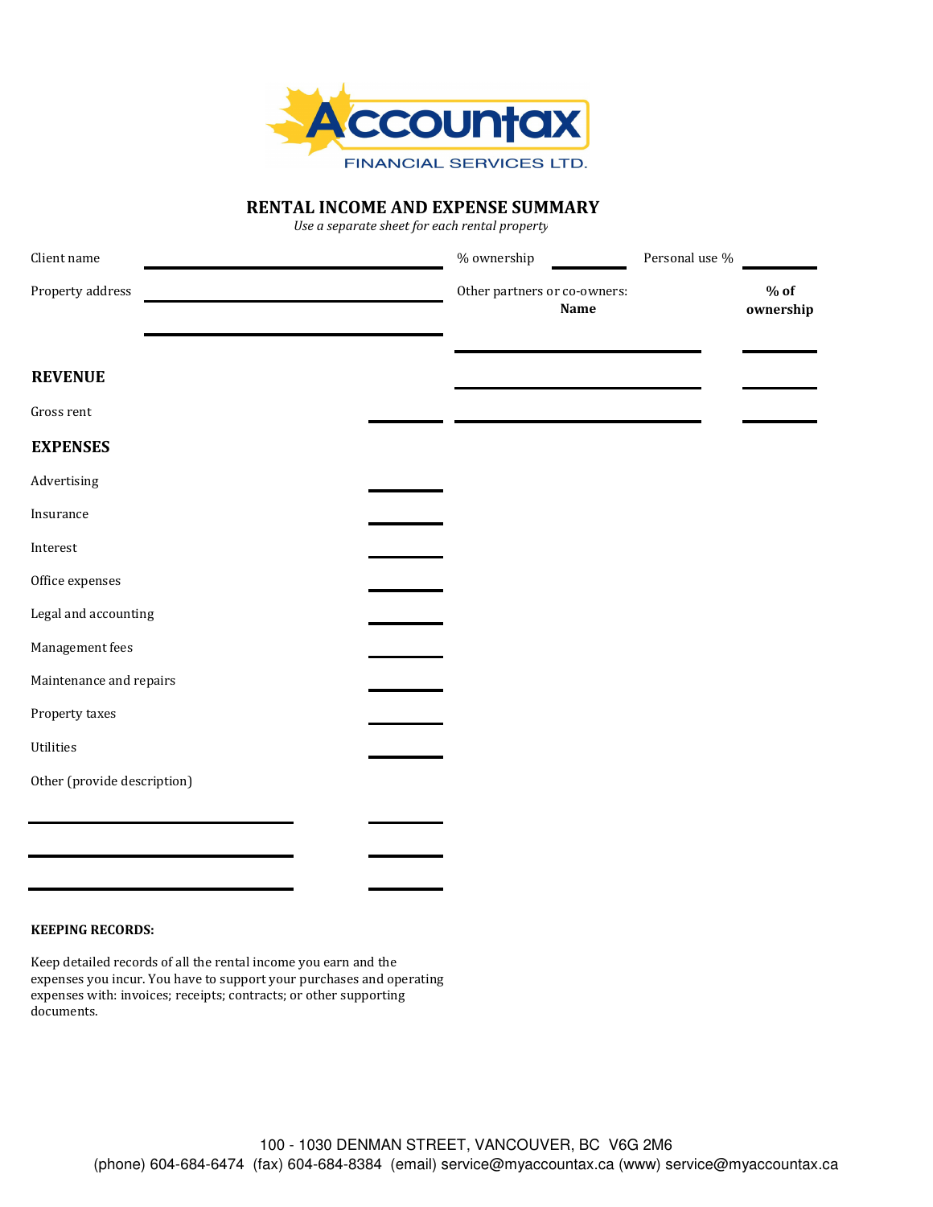Accountax FINANCIAL SERVICES LTD.

# RENTAL INCOME AND EXPENSE SUMMARY

*Use a separate sheet for each rental property*

Client name ______________________ % ownership ________ Personal use % ________

Property address ______________________

______________________

Other partners or co-owners:

| Name | % of ownership |
|---|---|
| | |
| | |
| | |

## REVENUE

Gross rent ________

## EXPENSES

Advertising ________

Insurance ________

Interest ________

Office expenses ________

Legal and accounting ________

Management fees ________

Maintenance and repairs ________

Property taxes ________

Utilities ________

Other (provide description)

______________________ ________

______________________ ________

______________________ ________

**KEEPING RECORDS:**

Keep detailed records of all the rental income you earn and the expenses you incur. You have to support your purchases and operating expenses with: invoices; receipts; contracts; or other supporting documents.

100 - 1030 DENMAN STREET, VANCOUVER, BC V6G 2M6
(phone) 604-684-6474 (fax) 604-684-8384 (email) service@myaccountax.ca (www) service@myaccountax.ca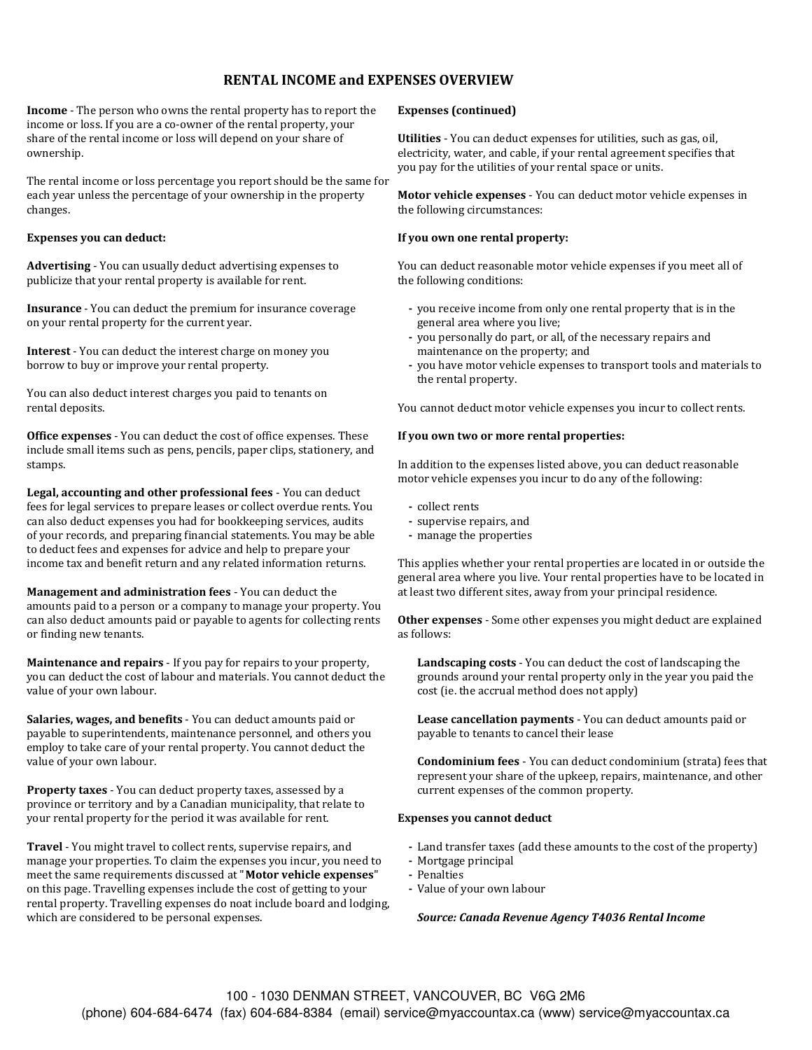# RENTAL INCOME and EXPENSES OVERVIEW

**Income** - The person who owns the rental property has to report the income or loss. If you are a co-owner of the rental property, your share of the rental income or loss will depend on your share of ownership.

The rental income or loss percentage you report should be the same for each year unless the percentage of your ownership in the property changes.

**Expenses you can deduct:**

**Advertising** - You can usually deduct advertising expenses to publicize that your rental property is available for rent.

**Insurance** - You can deduct the premium for insurance coverage on your rental property for the current year.

**Interest** - You can deduct the interest charge on money you borrow to buy or improve your rental property.

You can also deduct interest charges you paid to tenants on rental deposits.

**Office expenses** - You can deduct the cost of office expenses. These include small items such as pens, pencils, paper clips, stationery, and stamps.

**Legal, accounting and other professional fees** - You can deduct fees for legal services to prepare leases or collect overdue rents. You can also deduct expenses you had for bookkeeping services, audits of your records, and preparing financial statements. You may be able to deduct fees and expenses for advice and help to prepare your income tax and benefit return and any related information returns.

**Management and administration fees** - You can deduct the amounts paid to a person or a company to manage your property. You can also deduct amounts paid or payable to agents for collecting rents or finding new tenants.

**Maintenance and repairs** - If you pay for repairs to your property, you can deduct the cost of labour and materials. You cannot deduct the value of your own labour.

**Salaries, wages, and benefits** - You can deduct amounts paid or payable to superintendents, maintenance personnel, and others you employ to take care of your rental property. You cannot deduct the value of your own labour.

**Property taxes** - You can deduct property taxes, assessed by a province or territory and by a Canadian municipality, that relate to your rental property for the period it was available for rent.

**Travel** - You might travel to collect rents, supervise repairs, and manage your properties. To claim the expenses you incur, you need to meet the same requirements discussed at "**Motor vehicle expenses**" on this page. Travelling expenses include the cost of getting to your rental property. Travelling expenses do noat include board and lodging, which are considered to be personal expenses.

**Expenses (continued)**

**Utilities** - You can deduct expenses for utilities, such as gas, oil, electricity, water, and cable, if your rental agreement specifies that you pay for the utilities of your rental space or units.

**Motor vehicle expenses** - You can deduct motor vehicle expenses in the following circumstances:

**If you own one rental property:**

You can deduct reasonable motor vehicle expenses if you meet all of the following conditions:

- you receive income from only one rental property that is in the general area where you live;
- you personally do part, or all, of the necessary repairs and maintenance on the property; and
- you have motor vehicle expenses to transport tools and materials to the rental property.

You cannot deduct motor vehicle expenses you incur to collect rents.

**If you own two or more rental properties:**

In addition to the expenses listed above, you can deduct reasonable motor vehicle expenses you incur to do any of the following:

- collect rents
- supervise repairs, and
- manage the properties

This applies whether your rental properties are located in or outside the general area where you live. Your rental properties have to be located in at least two different sites, away from your principal residence.

**Other expenses** - Some other expenses you might deduct are explained as follows:

**Landscaping costs** - You can deduct the cost of landscaping the grounds around your rental property only in the year you paid the cost (ie. the accrual method does not apply)

**Lease cancellation payments** - You can deduct amounts paid or payable to tenants to cancel their lease

**Condominium fees** - You can deduct condominium (strata) fees that represent your share of the upkeep, repairs, maintenance, and other current expenses of the common property.

**Expenses you cannot deduct**

- Land transfer taxes (add these amounts to the cost of the property)
- Mortgage principal
- Penalties
- Value of your own labour

***Source: Canada Revenue Agency T4036 Rental Income***

100 - 1030 DENMAN STREET, VANCOUVER, BC V6G 2M6
(phone) 604-684-6474 (fax) 604-684-8384 (email) service@myaccountax.ca (www) service@myaccountax.ca